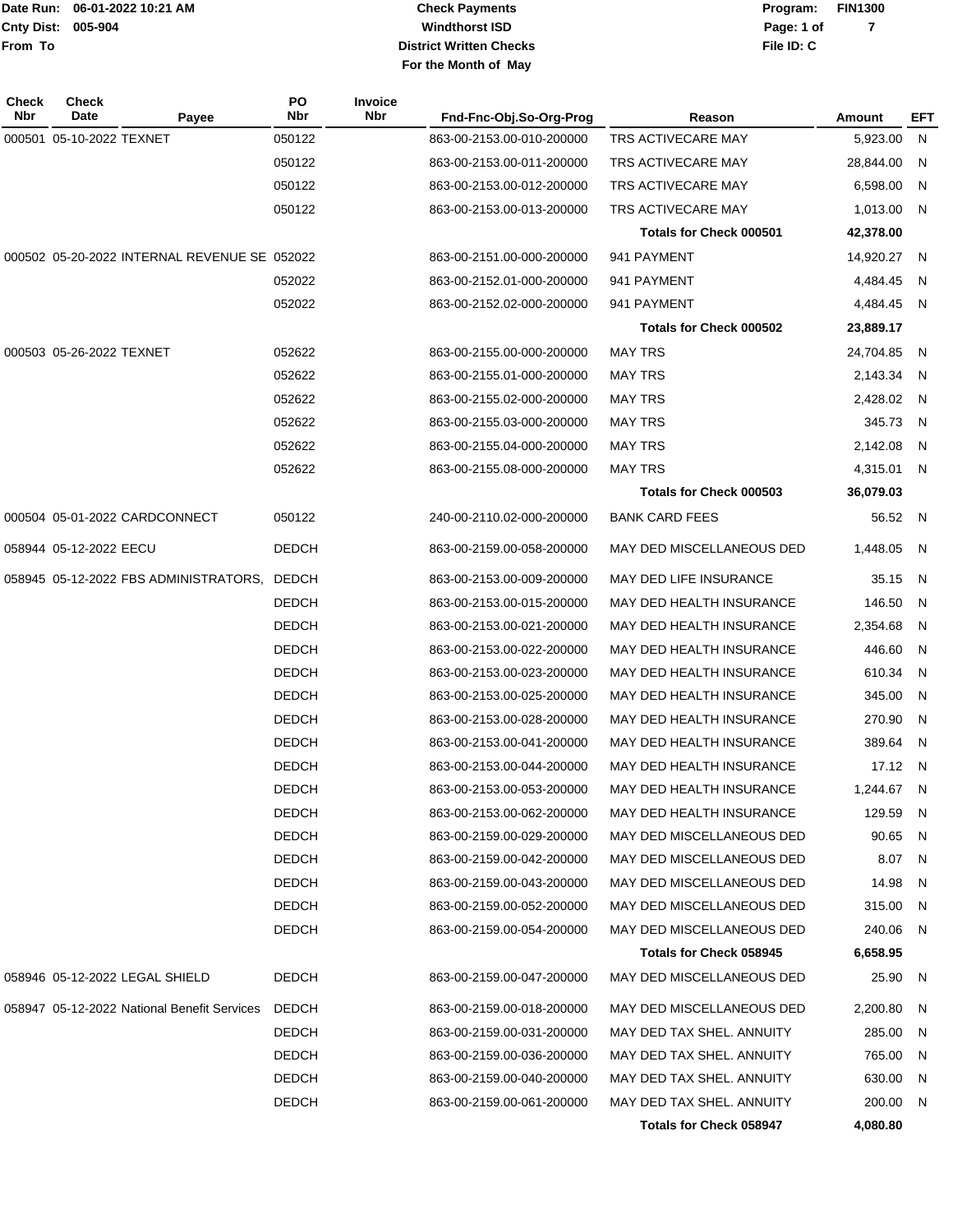Date Run: 06-01-2022 10:21 AM
Cnty Dist: 005-904
From To

**Check Payments**
**Windthorst ISD**
**District Written Checks**
**For the Month of May**

Program: FIN1300
File ID: C

| Check Nbr | Check Date | Payee | PO Nbr | Invoice Nbr | Fnd-Fnc-Obj.So-Org-Prog | Reason | Amount | EFT |
|---|---|---|---|---|---|---|---|---|
| 000501 | 05-10-2022 | TEXNET | 050122 | | 863-00-2153.00-010-200000 | TRS ACTIVECARE MAY | 5,923.00 | N |
| | | | 050122 | | 863-00-2153.00-011-200000 | TRS ACTIVECARE MAY | 28,844.00 | N |
| | | | 050122 | | 863-00-2153.00-012-200000 | TRS ACTIVECARE MAY | 6,598.00 | N |
| | | | 050122 | | 863-00-2153.00-013-200000 | TRS ACTIVECARE MAY | 1,013.00 | N |
| | | | | | | **Totals for Check 000501** | **42,378.00** | |
| 000502 | 05-20-2022 | INTERNAL REVENUE SE | 052022 | | 863-00-2151.00-000-200000 | 941 PAYMENT | 14,920.27 | N |
| | | | 052022 | | 863-00-2152.01-000-200000 | 941 PAYMENT | 4,484.45 | N |
| | | | 052022 | | 863-00-2152.02-000-200000 | 941 PAYMENT | 4,484.45 | N |
| | | | | | | **Totals for Check 000502** | **23,889.17** | |
| 000503 | 05-26-2022 | TEXNET | 052622 | | 863-00-2155.00-000-200000 | MAY TRS | 24,704.85 | N |
| | | | 052622 | | 863-00-2155.01-000-200000 | MAY TRS | 2,143.34 | N |
| | | | 052622 | | 863-00-2155.02-000-200000 | MAY TRS | 2,428.02 | N |
| | | | 052622 | | 863-00-2155.03-000-200000 | MAY TRS | 345.73 | N |
| | | | 052622 | | 863-00-2155.04-000-200000 | MAY TRS | 2,142.08 | N |
| | | | 052622 | | 863-00-2155.08-000-200000 | MAY TRS | 4,315.01 | N |
| | | | | | | **Totals for Check 000503** | **36,079.03** | |
| 000504 | 05-01-2022 | CARDCONNECT | 050122 | | 240-00-2110.02-000-200000 | BANK CARD FEES | 56.52 | N |
| 058944 | 05-12-2022 | EECU | DEDCH | | 863-00-2159.00-058-200000 | MAY DED MISCELLANEOUS DED | 1,448.05 | N |
| 058945 | 05-12-2022 | FBS ADMINISTRATORS, | DEDCH | | 863-00-2153.00-009-200000 | MAY DED LIFE INSURANCE | 35.15 | N |
| | | | DEDCH | | 863-00-2153.00-015-200000 | MAY DED HEALTH INSURANCE | 146.50 | N |
| | | | DEDCH | | 863-00-2153.00-021-200000 | MAY DED HEALTH INSURANCE | 2,354.68 | N |
| | | | DEDCH | | 863-00-2153.00-022-200000 | MAY DED HEALTH INSURANCE | 446.60 | N |
| | | | DEDCH | | 863-00-2153.00-023-200000 | MAY DED HEALTH INSURANCE | 610.34 | N |
| | | | DEDCH | | 863-00-2153.00-025-200000 | MAY DED HEALTH INSURANCE | 345.00 | N |
| | | | DEDCH | | 863-00-2153.00-028-200000 | MAY DED HEALTH INSURANCE | 270.90 | N |
| | | | DEDCH | | 863-00-2153.00-041-200000 | MAY DED HEALTH INSURANCE | 389.64 | N |
| | | | DEDCH | | 863-00-2153.00-044-200000 | MAY DED HEALTH INSURANCE | 17.12 | N |
| | | | DEDCH | | 863-00-2153.00-053-200000 | MAY DED HEALTH INSURANCE | 1,244.67 | N |
| | | | DEDCH | | 863-00-2153.00-062-200000 | MAY DED HEALTH INSURANCE | 129.59 | N |
| | | | DEDCH | | 863-00-2159.00-029-200000 | MAY DED MISCELLANEOUS DED | 90.65 | N |
| | | | DEDCH | | 863-00-2159.00-042-200000 | MAY DED MISCELLANEOUS DED | 8.07 | N |
| | | | DEDCH | | 863-00-2159.00-043-200000 | MAY DED MISCELLANEOUS DED | 14.98 | N |
| | | | DEDCH | | 863-00-2159.00-052-200000 | MAY DED MISCELLANEOUS DED | 315.00 | N |
| | | | DEDCH | | 863-00-2159.00-054-200000 | MAY DED MISCELLANEOUS DED | 240.06 | N |
| | | | | | | **Totals for Check 058945** | **6,658.95** | |
| 058946 | 05-12-2022 | LEGAL SHIELD | DEDCH | | 863-00-2159.00-047-200000 | MAY DED MISCELLANEOUS DED | 25.90 | N |
| 058947 | 05-12-2022 | National Benefit Services | DEDCH | | 863-00-2159.00-018-200000 | MAY DED MISCELLANEOUS DED | 2,200.80 | N |
| | | | DEDCH | | 863-00-2159.00-031-200000 | MAY DED TAX SHEL. ANNUITY | 285.00 | N |
| | | | DEDCH | | 863-00-2159.00-036-200000 | MAY DED TAX SHEL. ANNUITY | 765.00 | N |
| | | | DEDCH | | 863-00-2159.00-040-200000 | MAY DED TAX SHEL. ANNUITY | 630.00 | N |
| | | | DEDCH | | 863-00-2159.00-061-200000 | MAY DED TAX SHEL. ANNUITY | 200.00 | N |
| | | | | | | **Totals for Check 058947** | **4,080.80** | |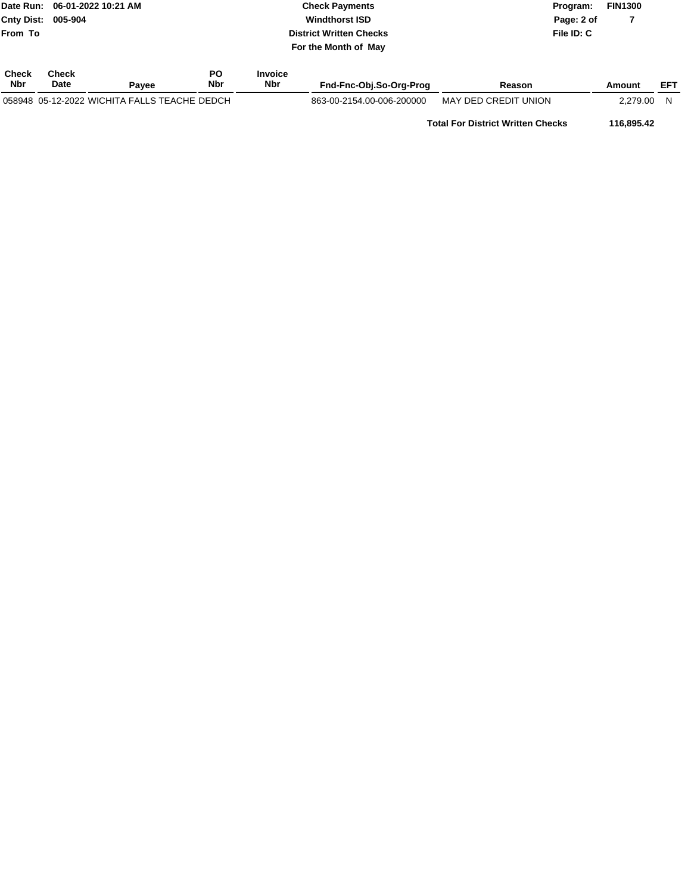Date Run: 06-01-2022 10:21 AM
Cnty Dist: 005-904
From To

**Check Payments**
**Windthorst ISD**
**District Written Checks**
**For the Month of May**

Program: FIN1300
File ID: C

| Check Nbr | Check Date | Payee | PO Nbr | Invoice Nbr | Fnd-Fnc-Obj.So-Org-Prog | Reason | Amount | EFT |
|---|---|---|---|---|---|---|---|---|
| 058948 | 05-12-2022 | WICHITA FALLS TEACHE | DEDCH | | 863-00-2154.00-006-200000 | MAY DED CREDIT UNION | 2,279.00 | N |
| | | | | | | **Total For District Written Checks** | **116,895.42** | |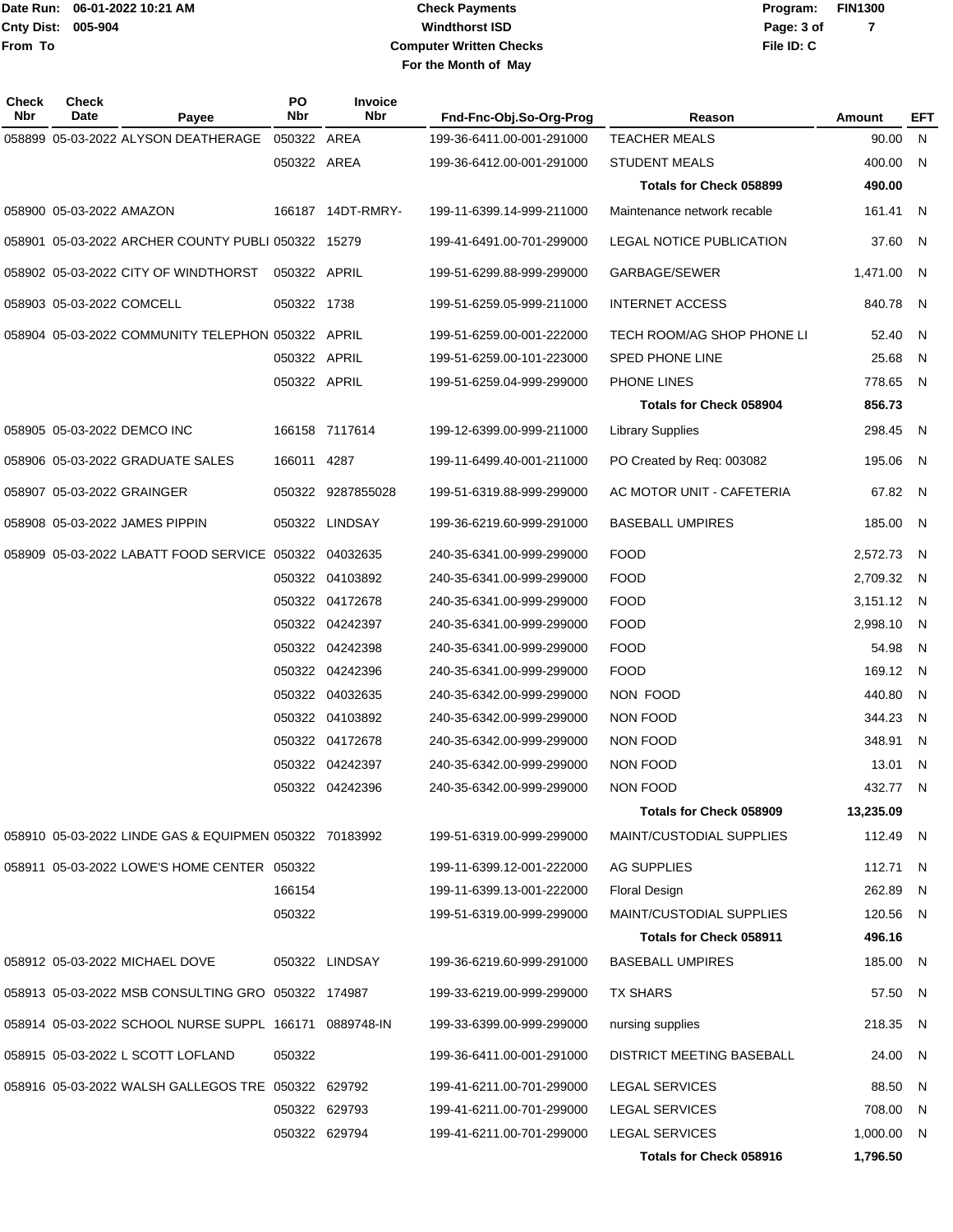Date Run: 06-01-2022 10:21 AM
Cnty Dist: 005-904
From To

# Check Payments
## Windthorst ISD
## Computer Written Checks
## For the Month of May

Program: FIN1300
File ID: C

| Check Nbr | Check Date | Payee | PO Nbr | Invoice Nbr | Fnd-Fnc-Obj.So-Org-Prog | Reason | Amount | EFT |
|---|---|---|---|---|---|---|---|---|
| 058899 | 05-03-2022 | ALYSON DEATHERAGE | 050322 | AREA | 199-36-6411.00-001-291000 | TEACHER MEALS | 90.00 | N |
| | | | 050322 | AREA | 199-36-6412.00-001-291000 | STUDENT MEALS | 400.00 | N |
| | | | | | | **Totals for Check 058899** | **490.00** | |
| 058900 | 05-03-2022 | AMAZON | 166187 | 14DT-RMRY- | 199-11-6399.14-999-211000 | Maintenance network recable | 161.41 | N |
| 058901 | 05-03-2022 | ARCHER COUNTY PUBLI | 050322 | 15279 | 199-41-6491.00-701-299000 | LEGAL NOTICE PUBLICATION | 37.60 | N |
| 058902 | 05-03-2022 | CITY OF WINDTHORST | 050322 | APRIL | 199-51-6299.88-999-299000 | GARBAGE/SEWER | 1,471.00 | N |
| 058903 | 05-03-2022 | COMCELL | 050322 | 1738 | 199-51-6259.05-999-211000 | INTERNET ACCESS | 840.78 | N |
| 058904 | 05-03-2022 | COMMUNITY TELEPHON | 050322 | APRIL | 199-51-6259.00-001-222000 | TECH ROOM/AG SHOP PHONE LI | 52.40 | N |
| | | | 050322 | APRIL | 199-51-6259.00-101-223000 | SPED PHONE LINE | 25.68 | N |
| | | | 050322 | APRIL | 199-51-6259.04-999-299000 | PHONE LINES | 778.65 | N |
| | | | | | | **Totals for Check 058904** | **856.73** | |
| 058905 | 05-03-2022 | DEMCO INC | 166158 | 7117614 | 199-12-6399.00-999-211000 | Library Supplies | 298.45 | N |
| 058906 | 05-03-2022 | GRADUATE SALES | 166011 | 4287 | 199-11-6499.40-001-211000 | PO Created by Req: 003082 | 195.06 | N |
| 058907 | 05-03-2022 | GRAINGER | 050322 | 9287855028 | 199-51-6319.88-999-299000 | AC MOTOR UNIT - CAFETERIA | 67.82 | N |
| 058908 | 05-03-2022 | JAMES PIPPIN | 050322 | LINDSAY | 199-36-6219.60-999-291000 | BASEBALL UMPIRES | 185.00 | N |
| 058909 | 05-03-2022 | LABATT FOOD SERVICE | 050322 | 04032635 | 240-35-6341.00-999-299000 | FOOD | 2,572.73 | N |
| | | | 050322 | 04103892 | 240-35-6341.00-999-299000 | FOOD | 2,709.32 | N |
| | | | 050322 | 04172678 | 240-35-6341.00-999-299000 | FOOD | 3,151.12 | N |
| | | | 050322 | 04242397 | 240-35-6341.00-999-299000 | FOOD | 2,998.10 | N |
| | | | 050322 | 04242398 | 240-35-6341.00-999-299000 | FOOD | 54.98 | N |
| | | | 050322 | 04242396 | 240-35-6341.00-999-299000 | FOOD | 169.12 | N |
| | | | 050322 | 04032635 | 240-35-6342.00-999-299000 | NON FOOD | 440.80 | N |
| | | | 050322 | 04103892 | 240-35-6342.00-999-299000 | NON FOOD | 344.23 | N |
| | | | 050322 | 04172678 | 240-35-6342.00-999-299000 | NON FOOD | 348.91 | N |
| | | | 050322 | 04242397 | 240-35-6342.00-999-299000 | NON FOOD | 13.01 | N |
| | | | 050322 | 04242396 | 240-35-6342.00-999-299000 | NON FOOD | 432.77 | N |
| | | | | | | **Totals for Check 058909** | **13,235.09** | |
| 058910 | 05-03-2022 | LINDE GAS & EQUIPMEN | 050322 | 70183992 | 199-51-6319.00-999-299000 | MAINT/CUSTODIAL SUPPLIES | 112.49 | N |
| 058911 | 05-03-2022 | LOWE'S HOME CENTER | 050322 | | 199-11-6399.12-001-222000 | AG SUPPLIES | 112.71 | N |
| | | | 166154 | | 199-11-6399.13-001-222000 | Floral Design | 262.89 | N |
| | | | 050322 | | 199-51-6319.00-999-299000 | MAINT/CUSTODIAL SUPPLIES | 120.56 | N |
| | | | | | | **Totals for Check 058911** | **496.16** | |
| 058912 | 05-03-2022 | MICHAEL DOVE | 050322 | LINDSAY | 199-36-6219.60-999-291000 | BASEBALL UMPIRES | 185.00 | N |
| 058913 | 05-03-2022 | MSB CONSULTING GRO | 050322 | 174987 | 199-33-6219.00-999-299000 | TX SHARS | 57.50 | N |
| 058914 | 05-03-2022 | SCHOOL NURSE SUPPL | 166171 | 0889748-IN | 199-33-6399.00-999-299000 | nursing supplies | 218.35 | N |
| 058915 | 05-03-2022 | L SCOTT LOFLAND | 050322 | | 199-36-6411.00-001-291000 | DISTRICT MEETING BASEBALL | 24.00 | N |
| 058916 | 05-03-2022 | WALSH GALLEGOS TRE | 050322 | 629792 | 199-41-6211.00-701-299000 | LEGAL SERVICES | 88.50 | N |
| | | | 050322 | 629793 | 199-41-6211.00-701-299000 | LEGAL SERVICES | 708.00 | N |
| | | | 050322 | 629794 | 199-41-6211.00-701-299000 | LEGAL SERVICES | 1,000.00 | N |
| | | | | | | **Totals for Check 058916** | **1,796.50** | |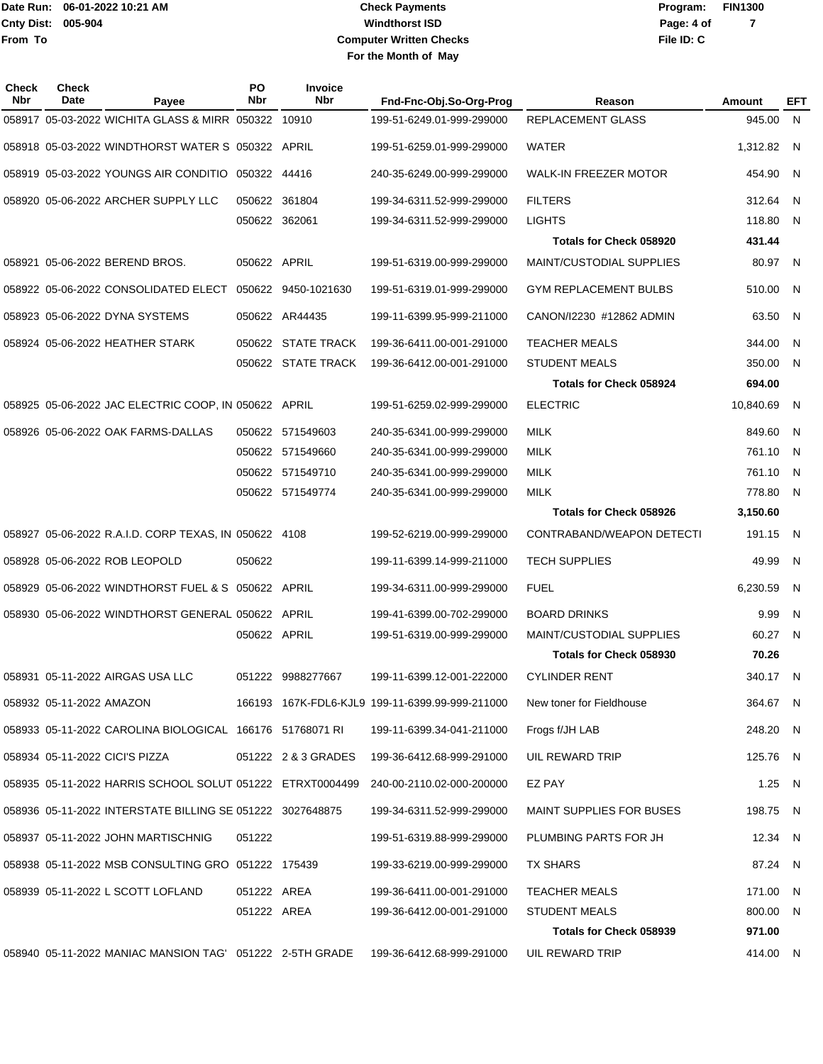Date Run: 06-01-2022 10:21 AM
Cnty Dist: 005-904
From To

# Check Payments
## Windthorst ISD
## Computer Written Checks
## For the Month of May

Program: FIN1300
File ID: C

| Check Nbr | Check Date | Payee | PO Nbr | Invoice Nbr | Fnd-Fnc-Obj.So-Org-Prog | Reason | Amount | EFT |
|---|---|---|---|---|---|---|---|---|
| 058917 | 05-03-2022 | WICHITA GLASS & MIRR | 050322 | 10910 | 199-51-6249.01-999-299000 | REPLACEMENT GLASS | 945.00 | N |
| 058918 | 05-03-2022 | WINDTHORST WATER S | 050322 | APRIL | 199-51-6259.01-999-299000 | WATER | 1,312.82 | N |
| 058919 | 05-03-2022 | YOUNGS AIR CONDITIO | 050322 | 44416 | 240-35-6249.00-999-299000 | WALK-IN FREEZER MOTOR | 454.90 | N |
| 058920 | 05-06-2022 | ARCHER SUPPLY LLC | 050622 | 361804 | 199-34-6311.52-999-299000 | FILTERS | 312.64 | N |
| | | | 050622 | 362061 | 199-34-6311.52-999-299000 | LIGHTS | 118.80 | N |
| | | | | | | **Totals for Check 058920** | **431.44** | |
| 058921 | 05-06-2022 | BEREND BROS. | 050622 | APRIL | 199-51-6319.00-999-299000 | MAINT/CUSTODIAL SUPPLIES | 80.97 | N |
| 058922 | 05-06-2022 | CONSOLIDATED ELECT | 050622 | 9450-1021630 | 199-51-6319.01-999-299000 | GYM REPLACEMENT BULBS | 510.00 | N |
| 058923 | 05-06-2022 | DYNA SYSTEMS | 050622 | AR44435 | 199-11-6399.95-999-211000 | CANON/I2230 #12862 ADMIN | 63.50 | N |
| 058924 | 05-06-2022 | HEATHER STARK | 050622 | STATE TRACK | 199-36-6411.00-001-291000 | TEACHER MEALS | 344.00 | N |
| | | | 050622 | STATE TRACK | 199-36-6412.00-001-291000 | STUDENT MEALS | 350.00 | N |
| | | | | | | **Totals for Check 058924** | **694.00** | |
| 058925 | 05-06-2022 | JAC ELECTRIC COOP, IN | 050622 | APRIL | 199-51-6259.02-999-299000 | ELECTRIC | 10,840.69 | N |
| 058926 | 05-06-2022 | OAK FARMS-DALLAS | 050622 | 571549603 | 240-35-6341.00-999-299000 | MILK | 849.60 | N |
| | | | 050622 | 571549660 | 240-35-6341.00-999-299000 | MILK | 761.10 | N |
| | | | 050622 | 571549710 | 240-35-6341.00-999-299000 | MILK | 761.10 | N |
| | | | 050622 | 571549774 | 240-35-6341.00-999-299000 | MILK | 778.80 | N |
| | | | | | | **Totals for Check 058926** | **3,150.60** | |
| 058927 | 05-06-2022 | R.A.I.D. CORP TEXAS, IN | 050622 | 4108 | 199-52-6219.00-999-299000 | CONTRABAND/WEAPON DETECTI | 191.15 | N |
| 058928 | 05-06-2022 | ROB LEOPOLD | 050622 | | 199-11-6399.14-999-211000 | TECH SUPPLIES | 49.99 | N |
| 058929 | 05-06-2022 | WINDTHORST FUEL & S | 050622 | APRIL | 199-34-6311.00-999-299000 | FUEL | 6,230.59 | N |
| 058930 | 05-06-2022 | WINDTHORST GENERAL | 050622 | APRIL | 199-41-6399.00-702-299000 | BOARD DRINKS | 9.99 | N |
| | | | 050622 | APRIL | 199-51-6319.00-999-299000 | MAINT/CUSTODIAL SUPPLIES | 60.27 | N |
| | | | | | | **Totals for Check 058930** | **70.26** | |
| 058931 | 05-11-2022 | AIRGAS USA LLC | 051222 | 9988277667 | 199-11-6399.12-001-222000 | CYLINDER RENT | 340.17 | N |
| 058932 | 05-11-2022 | AMAZON | 166193 | 167K-FDL6-KJL9 | 199-11-6399.99-999-211000 | New toner for Fieldhouse | 364.67 | N |
| 058933 | 05-11-2022 | CAROLINA BIOLOGICAL | 166176 | 51768071 RI | 199-11-6399.34-041-211000 | Frogs f/JH LAB | 248.20 | N |
| 058934 | 05-11-2022 | CICI'S PIZZA | 051222 | 2 & 3 GRADES | 199-36-6412.68-999-291000 | UIL REWARD TRIP | 125.76 | N |
| 058935 | 05-11-2022 | HARRIS SCHOOL SOLUT | 051222 | ETRXT0004499 | 240-00-2110.02-000-200000 | EZ PAY | 1.25 | N |
| 058936 | 05-11-2022 | INTERSTATE BILLING SE | 051222 | 3027648875 | 199-34-6311.52-999-299000 | MAINT SUPPLIES FOR BUSES | 198.75 | N |
| 058937 | 05-11-2022 | JOHN MARTISCHNIG | 051222 | | 199-51-6319.88-999-299000 | PLUMBING PARTS FOR JH | 12.34 | N |
| 058938 | 05-11-2022 | MSB CONSULTING GRO | 051222 | 175439 | 199-33-6219.00-999-299000 | TX SHARS | 87.24 | N |
| 058939 | 05-11-2022 | L SCOTT LOFLAND | 051222 | AREA | 199-36-6411.00-001-291000 | TEACHER MEALS | 171.00 | N |
| | | | 051222 | AREA | 199-36-6412.00-001-291000 | STUDENT MEALS | 800.00 | N |
| | | | | | | **Totals for Check 058939** | **971.00** | |
| 058940 | 05-11-2022 | MANIAC MANSION TAG' | 051222 | 2-5TH GRADE | 199-36-6412.68-999-291000 | UIL REWARD TRIP | 414.00 | N |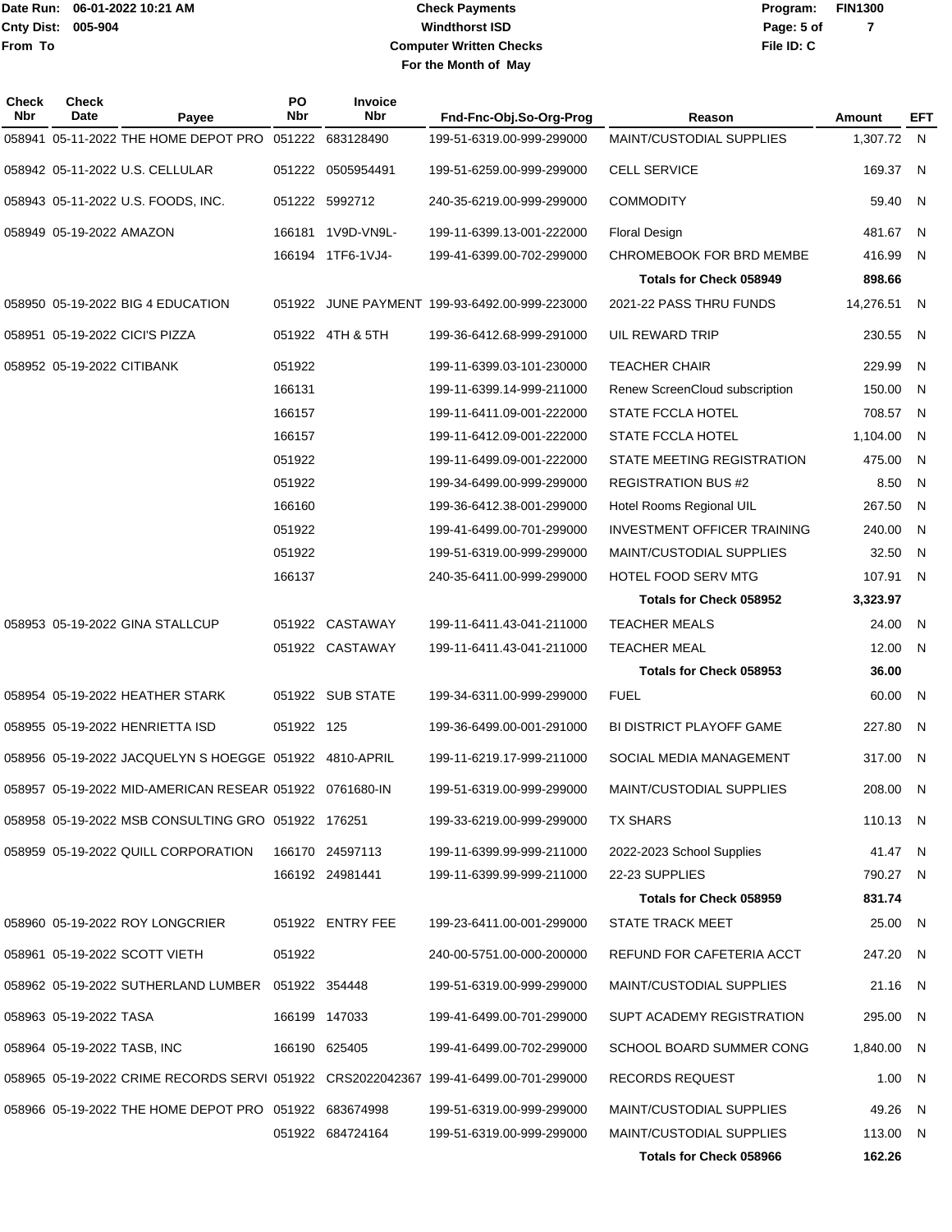Date Run: 06-01-2022 10:21 AM
Cnty Dist: 005-904
From To

**Check Payments**
**Windthorst ISD**
**Computer Written Checks**
**For the Month of May**

Program: FIN1300
File ID: C

| Check Nbr | Check Date | Payee | PO Nbr | Invoice Nbr | Fnd-Fnc-Obj.So-Org-Prog | Reason | Amount | EFT |
|---|---|---|---|---|---|---|---|---|
| 058941 | 05-11-2022 | THE HOME DEPOT PRO | 051222 | 683128490 | 199-51-6319.00-999-299000 | MAINT/CUSTODIAL SUPPLIES | 1,307.72 | N |
| 058942 | 05-11-2022 | U.S. CELLULAR | 051222 | 0505954491 | 199-51-6259.00-999-299000 | CELL SERVICE | 169.37 | N |
| 058943 | 05-11-2022 | U.S. FOODS, INC. | 051222 | 5992712 | 240-35-6219.00-999-299000 | COMMODITY | 59.40 | N |
| 058949 | 05-19-2022 | AMAZON | 166181 | 1V9D-VN9L- | 199-11-6399.13-001-222000 | Floral Design | 481.67 | N |
| | | | 166194 | 1TF6-1VJ4- | 199-41-6399.00-702-299000 | CHROMEBOOK FOR BRD MEMBE | 416.99 | N |
| | | | | | | **Totals for Check 058949** | **898.66** | |
| 058950 | 05-19-2022 | BIG 4 EDUCATION | 051922 | JUNE PAYMENT | 199-93-6492.00-999-223000 | 2021-22 PASS THRU FUNDS | 14,276.51 | N |
| 058951 | 05-19-2022 | CICI'S PIZZA | 051922 | 4TH & 5TH | 199-36-6412.68-999-291000 | UIL REWARD TRIP | 230.55 | N |
| 058952 | 05-19-2022 | CITIBANK | 051922 | | 199-11-6399.03-101-230000 | TEACHER CHAIR | 229.99 | N |
| | | | 166131 | | 199-11-6399.14-999-211000 | Renew ScreenCloud subscription | 150.00 | N |
| | | | 166157 | | 199-11-6411.09-001-222000 | STATE FCCLA HOTEL | 708.57 | N |
| | | | 166157 | | 199-11-6412.09-001-222000 | STATE FCCLA HOTEL | 1,104.00 | N |
| | | | 051922 | | 199-11-6499.09-001-222000 | STATE MEETING REGISTRATION | 475.00 | N |
| | | | 051922 | | 199-34-6499.00-999-299000 | REGISTRATION BUS #2 | 8.50 | N |
| | | | 166160 | | 199-36-6412.38-001-299000 | Hotel Rooms Regional UIL | 267.50 | N |
| | | | 051922 | | 199-41-6499.00-701-299000 | INVESTMENT OFFICER TRAINING | 240.00 | N |
| | | | 051922 | | 199-51-6319.00-999-299000 | MAINT/CUSTODIAL SUPPLIES | 32.50 | N |
| | | | 166137 | | 240-35-6411.00-999-299000 | HOTEL FOOD SERV MTG | 107.91 | N |
| | | | | | | **Totals for Check 058952** | **3,323.97** | |
| 058953 | 05-19-2022 | GINA STALLCUP | 051922 | CASTAWAY | 199-11-6411.43-041-211000 | TEACHER MEALS | 24.00 | N |
| | | | 051922 | CASTAWAY | 199-11-6411.43-041-211000 | TEACHER MEAL | 12.00 | N |
| | | | | | | **Totals for Check 058953** | **36.00** | |
| 058954 | 05-19-2022 | HEATHER STARK | 051922 | SUB STATE | 199-34-6311.00-999-299000 | FUEL | 60.00 | N |
| 058955 | 05-19-2022 | HENRIETTA ISD | 051922 | 125 | 199-36-6499.00-001-291000 | BI DISTRICT PLAYOFF GAME | 227.80 | N |
| 058956 | 05-19-2022 | JACQUELYN S HOEGGE | 051922 | 4810-APRIL | 199-11-6219.17-999-211000 | SOCIAL MEDIA MANAGEMENT | 317.00 | N |
| 058957 | 05-19-2022 | MID-AMERICAN RESEAR | 051922 | 0761680-IN | 199-51-6319.00-999-299000 | MAINT/CUSTODIAL SUPPLIES | 208.00 | N |
| 058958 | 05-19-2022 | MSB CONSULTING GRO | 051922 | 176251 | 199-33-6219.00-999-299000 | TX SHARS | 110.13 | N |
| 058959 | 05-19-2022 | QUILL CORPORATION | 166170 | 24597113 | 199-11-6399.99-999-211000 | 2022-2023 School Supplies | 41.47 | N |
| | | | 166192 | 24981441 | 199-11-6399.99-999-211000 | 22-23 SUPPLIES | 790.27 | N |
| | | | | | | **Totals for Check 058959** | **831.74** | |
| 058960 | 05-19-2022 | ROY LONGCRIER | 051922 | ENTRY FEE | 199-23-6411.00-001-299000 | STATE TRACK MEET | 25.00 | N |
| 058961 | 05-19-2022 | SCOTT VIETH | 051922 | | 240-00-5751.00-000-200000 | REFUND FOR CAFETERIA ACCT | 247.20 | N |
| 058962 | 05-19-2022 | SUTHERLAND LUMBER | 051922 | 354448 | 199-51-6319.00-999-299000 | MAINT/CUSTODIAL SUPPLIES | 21.16 | N |
| 058963 | 05-19-2022 | TASA | 166199 | 147033 | 199-41-6499.00-701-299000 | SUPT ACADEMY REGISTRATION | 295.00 | N |
| 058964 | 05-19-2022 | TASB, INC | 166190 | 625405 | 199-41-6499.00-702-299000 | SCHOOL BOARD SUMMER CONG | 1,840.00 | N |
| 058965 | 05-19-2022 | CRIME RECORDS SERVI | 051922 | CRS2022042367 | 199-41-6499.00-701-299000 | RECORDS REQUEST | 1.00 | N |
| 058966 | 05-19-2022 | THE HOME DEPOT PRO | 051922 | 683674998 | 199-51-6319.00-999-299000 | MAINT/CUSTODIAL SUPPLIES | 49.26 | N |
| | | | 051922 | 684724164 | 199-51-6319.00-999-299000 | MAINT/CUSTODIAL SUPPLIES | 113.00 | N |
| | | | | | | **Totals for Check 058966** | **162.26** | |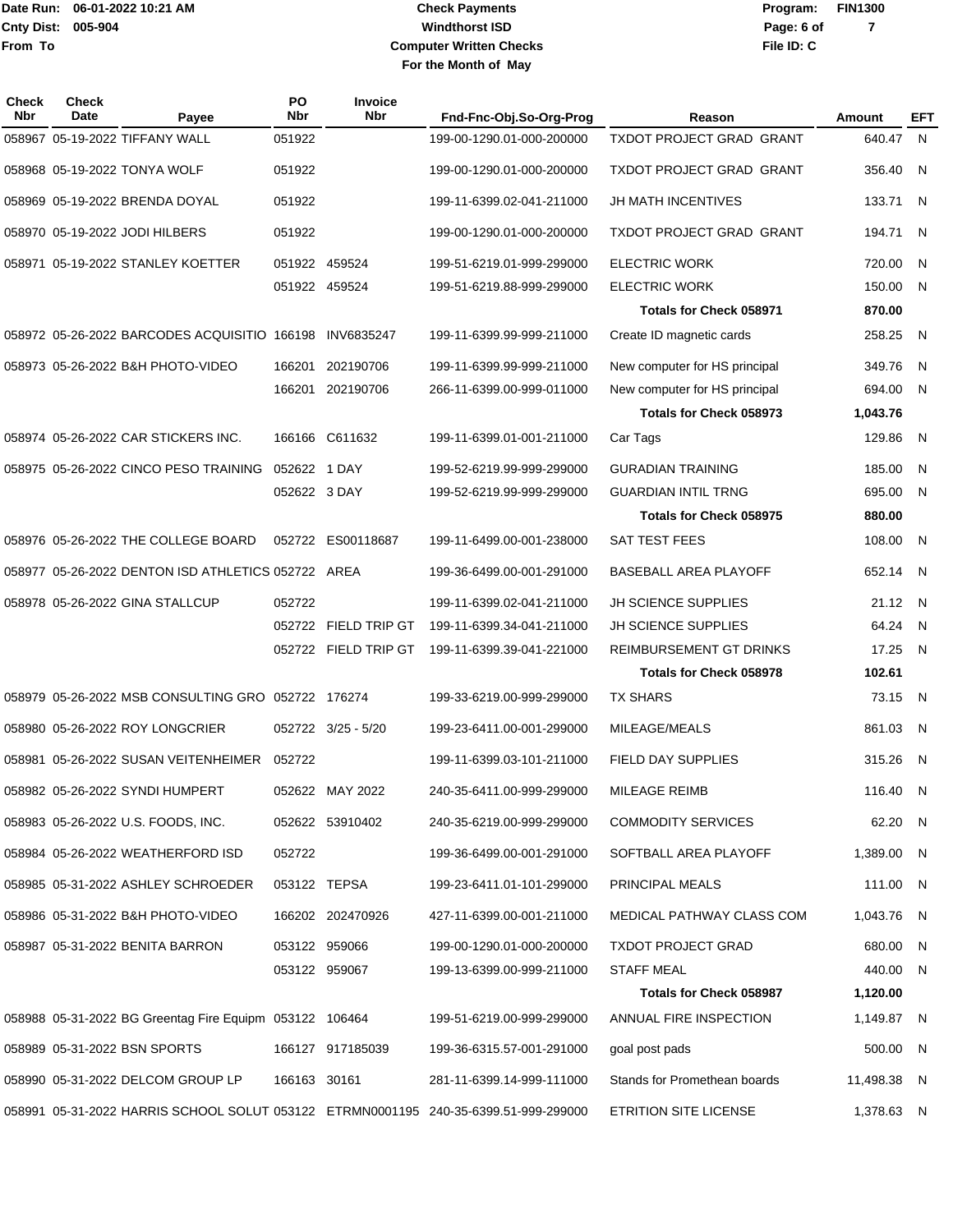Date Run: 06-01-2022 10:21 AM
Cnty Dist: 005-904
From To

# Check Payments
## Windthorst ISD
### Computer Written Checks
### For the Month of May

Program: FIN1300
File ID: C

| Check Nbr | Check Date | Payee | PO Nbr | Invoice Nbr | Fnd-Fnc-Obj.So-Org-Prog | Reason | Amount | EFT |
|---|---|---|---|---|---|---|---|---|
| 058967 | 05-19-2022 | TIFFANY WALL | 051922 | | 199-00-1290.01-000-200000 | TXDOT PROJECT GRAD GRANT | 640.47 | N |
| 058968 | 05-19-2022 | TONYA WOLF | 051922 | | 199-00-1290.01-000-200000 | TXDOT PROJECT GRAD GRANT | 356.40 | N |
| 058969 | 05-19-2022 | BRENDA DOYAL | 051922 | | 199-11-6399.02-041-211000 | JH MATH INCENTIVES | 133.71 | N |
| 058970 | 05-19-2022 | JODI HILBERS | 051922 | | 199-00-1290.01-000-200000 | TXDOT PROJECT GRAD GRANT | 194.71 | N |
| 058971 | 05-19-2022 | STANLEY KOETTER | 051922 | 459524 | 199-51-6219.01-999-299000 | ELECTRIC WORK | 720.00 | N |
| | | | 051922 | 459524 | 199-51-6219.88-999-299000 | ELECTRIC WORK | 150.00 | N |
| | | | | | | **Totals for Check 058971** | **870.00** | |
| 058972 | 05-26-2022 | BARCODES ACQUISITIO | 166198 | INV6835247 | 199-11-6399.99-999-211000 | Create ID magnetic cards | 258.25 | N |
| 058973 | 05-26-2022 | B&H PHOTO-VIDEO | 166201 | 202190706 | 199-11-6399.99-999-211000 | New computer for HS principal | 349.76 | N |
| | | | 166201 | 202190706 | 266-11-6399.00-999-011000 | New computer for HS principal | 694.00 | N |
| | | | | | | **Totals for Check 058973** | **1,043.76** | |
| 058974 | 05-26-2022 | CAR STICKERS INC. | 166166 | C611632 | 199-11-6399.01-001-211000 | Car Tags | 129.86 | N |
| 058975 | 05-26-2022 | CINCO PESO TRAINING | 052622 | 1 DAY | 199-52-6219.99-999-299000 | GURADIAN TRAINING | 185.00 | N |
| | | | 052622 | 3 DAY | 199-52-6219.99-999-299000 | GUARDIAN INTIL TRNG | 695.00 | N |
| | | | | | | **Totals for Check 058975** | **880.00** | |
| 058976 | 05-26-2022 | THE COLLEGE BOARD | 052722 | ES00118687 | 199-11-6499.00-001-238000 | SAT TEST FEES | 108.00 | N |
| 058977 | 05-26-2022 | DENTON ISD ATHLETICS | 052722 | AREA | 199-36-6499.00-001-291000 | BASEBALL AREA PLAYOFF | 652.14 | N |
| 058978 | 05-26-2022 | GINA STALLCUP | 052722 | | 199-11-6399.02-041-211000 | JH SCIENCE SUPPLIES | 21.12 | N |
| | | | 052722 | FIELD TRIP GT | 199-11-6399.34-041-211000 | JH SCIENCE SUPPLIES | 64.24 | N |
| | | | 052722 | FIELD TRIP GT | 199-11-6399.39-041-221000 | REIMBURSEMENT GT DRINKS | 17.25 | N |
| | | | | | | **Totals for Check 058978** | **102.61** | |
| 058979 | 05-26-2022 | MSB CONSULTING GRO | 052722 | 176274 | 199-33-6219.00-999-299000 | TX SHARS | 73.15 | N |
| 058980 | 05-26-2022 | ROY LONGCRIER | 052722 | 3/25 - 5/20 | 199-23-6411.00-001-299000 | MILEAGE/MEALS | 861.03 | N |
| 058981 | 05-26-2022 | SUSAN VEITENHEIMER | 052722 | | 199-11-6399.03-101-211000 | FIELD DAY SUPPLIES | 315.26 | N |
| 058982 | 05-26-2022 | SYNDI HUMPERT | 052622 | MAY 2022 | 240-35-6411.00-999-299000 | MILEAGE REIMB | 116.40 | N |
| 058983 | 05-26-2022 | U.S. FOODS, INC. | 052622 | 53910402 | 240-35-6219.00-999-299000 | COMMODITY SERVICES | 62.20 | N |
| 058984 | 05-26-2022 | WEATHERFORD ISD | 052722 | | 199-36-6499.00-001-291000 | SOFTBALL AREA PLAYOFF | 1,389.00 | N |
| 058985 | 05-31-2022 | ASHLEY SCHROEDER | 053122 | TEPSA | 199-23-6411.01-101-299000 | PRINCIPAL MEALS | 111.00 | N |
| 058986 | 05-31-2022 | B&H PHOTO-VIDEO | 166202 | 202470926 | 427-11-6399.00-001-211000 | MEDICAL PATHWAY CLASS COM | 1,043.76 | N |
| 058987 | 05-31-2022 | BENITA BARRON | 053122 | 959066 | 199-00-1290.01-000-200000 | TXDOT PROJECT GRAD | 680.00 | N |
| | | | 053122 | 959067 | 199-13-6399.00-999-211000 | STAFF MEAL | 440.00 | N |
| | | | | | | **Totals for Check 058987** | **1,120.00** | |
| 058988 | 05-31-2022 | BG Greentag Fire Equipm | 053122 | 106464 | 199-51-6219.00-999-299000 | ANNUAL FIRE INSPECTION | 1,149.87 | N |
| 058989 | 05-31-2022 | BSN SPORTS | 166127 | 917185039 | 199-36-6315.57-001-291000 | goal post pads | 500.00 | N |
| 058990 | 05-31-2022 | DELCOM GROUP LP | 166163 | 30161 | 281-11-6399.14-999-111000 | Stands for Promethean boards | 11,498.38 | N |
| 058991 | 05-31-2022 | HARRIS SCHOOL SOLUT | 053122 | ETRMN0001195 | 240-35-6399.51-999-299000 | ETRITION SITE LICENSE | 1,378.63 | N |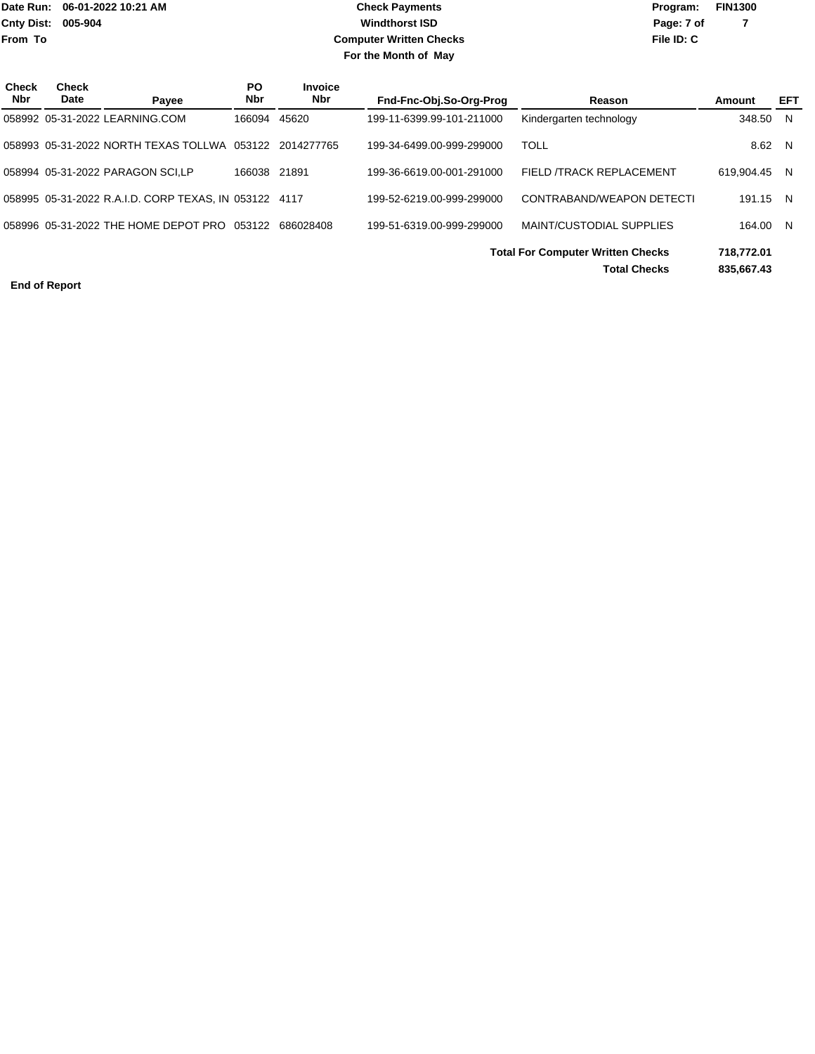**Date Run:** 06-01-2022 10:21 AM
**Cnty Dist:** 005-904
**From To**

# Check Payments
## Windthorst ISD
### Computer Written Checks
**For the Month of May**

**Program:** FIN1300
**File ID:** C

| Check Nbr | Check Date | Payee | PO Nbr | Invoice Nbr | Fnd-Fnc-Obj.So-Org-Prog | Reason | Amount | EFT |
|---|---|---|---|---|---|---|---|---|
| 058992 | 05-31-2022 | LEARNING.COM | 166094 | 45620 | 199-11-6399.99-101-211000 | Kindergarten technology | 348.50 | N |
| 058993 | 05-31-2022 | NORTH TEXAS TOLLWA | 053122 | 2014277765 | 199-34-6499.00-999-299000 | TOLL | 8.62 | N |
| 058994 | 05-31-2022 | PARAGON SCI,LP | 166038 | 21891 | 199-36-6619.00-001-291000 | FIELD /TRACK REPLACEMENT | 619,904.45 | N |
| 058995 | 05-31-2022 | R.A.I.D. CORP TEXAS, IN | 053122 | 4117 | 199-52-6219.00-999-299000 | CONTRABAND/WEAPON DETECTI | 191.15 | N |
| 058996 | 05-31-2022 | THE HOME DEPOT PRO | 053122 | 686028408 | 199-51-6319.00-999-299000 | MAINT/CUSTODIAL SUPPLIES | 164.00 | N |
| | | | | | | **Total For Computer Written Checks** | **718,772.01** | |
| | | | | | | **Total Checks** | **835,667.43** | |

**End of Report**